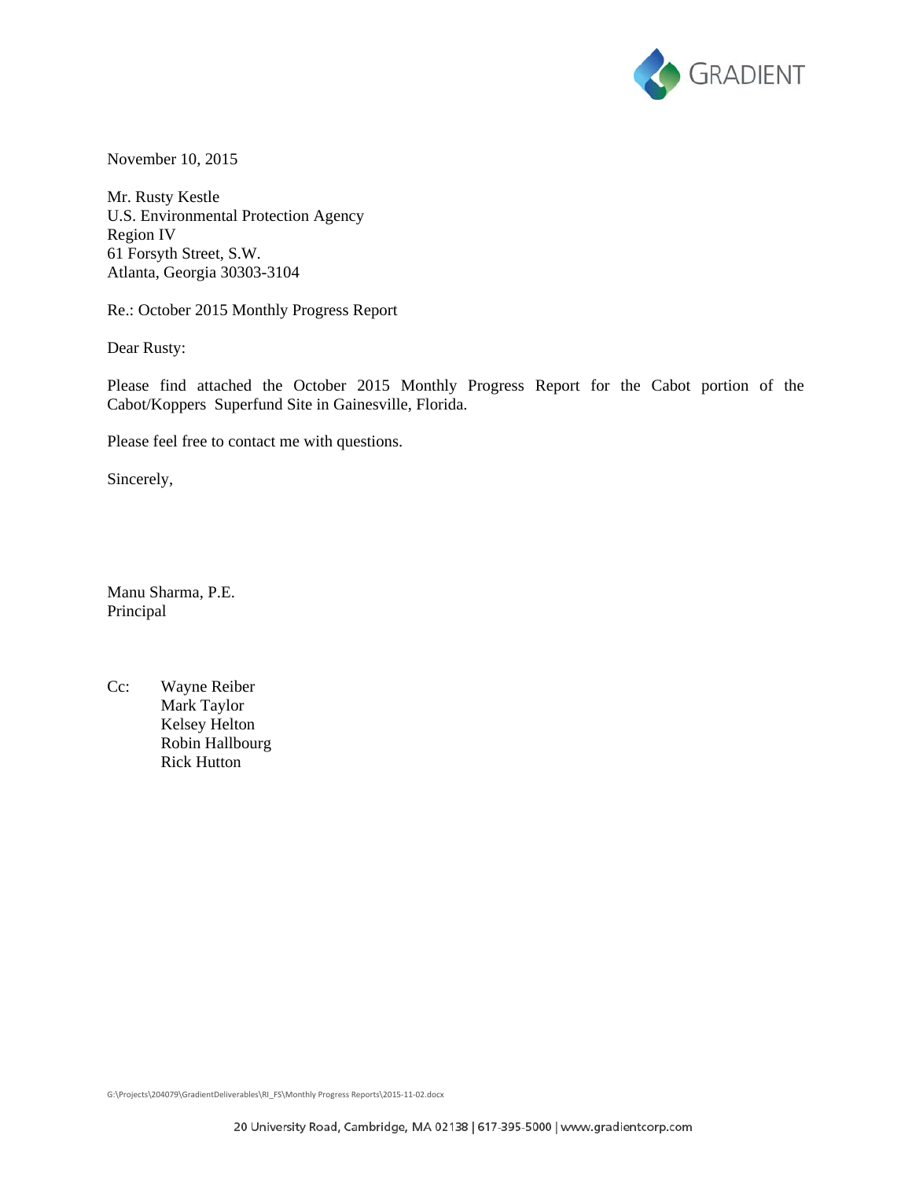GRADIENT

November 10, 2015

Mr. Rusty Kestle  
U.S. Environmental Protection Agency  
Region IV  
61 Forsyth Street, S.W.  
Atlanta, Georgia 30303-3104

Re.: October 2015 Monthly Progress Report

Dear Rusty:

Please find attached the October 2015 Monthly Progress Report for the Cabot portion of the Cabot/Koppers Superfund Site in Gainesville, Florida.

Please feel free to contact me with questions.

Sincerely,

Manu Sharma, P.E.  
Principal

Cc: Wayne Reiber  
Mark Taylor  
Kelsey Helton  
Robin Hallbourg  
Rick Hutton

G:\Projects\204079\GradientDeliverables\RI_FS\Monthly Progress Reports\2015-11-02.docx

20 University Road, Cambridge, MA 02138 | 617-395-5000 | www.gradientcorp.com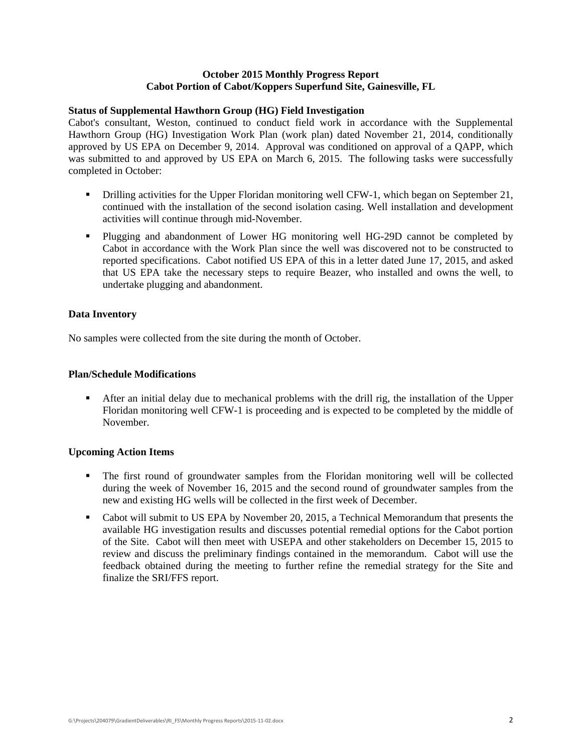**October 2015 Monthly Progress Report**
**Cabot Portion of Cabot/Koppers Superfund Site, Gainesville, FL**

**Status of Supplemental Hawthorn Group (HG) Field Investigation**

Cabot's consultant, Weston, continued to conduct field work in accordance with the Supplemental Hawthorn Group (HG) Investigation Work Plan (work plan) dated November 21, 2014, conditionally approved by US EPA on December 9, 2014. Approval was conditioned on approval of a QAPP, which was submitted to and approved by US EPA on March 6, 2015. The following tasks were successfully completed in October:

- Drilling activities for the Upper Floridan monitoring well CFW-1, which began on September 21, continued with the installation of the second isolation casing. Well installation and development activities will continue through mid-November.
- Plugging and abandonment of Lower HG monitoring well HG-29D cannot be completed by Cabot in accordance with the Work Plan since the well was discovered not to be constructed to reported specifications. Cabot notified US EPA of this in a letter dated June 17, 2015, and asked that US EPA take the necessary steps to require Beazer, who installed and owns the well, to undertake plugging and abandonment.

**Data Inventory**

No samples were collected from the site during the month of October.

**Plan/Schedule Modifications**

- After an initial delay due to mechanical problems with the drill rig, the installation of the Upper Floridan monitoring well CFW-1 is proceeding and is expected to be completed by the middle of November.

**Upcoming Action Items**

- The first round of groundwater samples from the Floridan monitoring well will be collected during the week of November 16, 2015 and the second round of groundwater samples from the new and existing HG wells will be collected in the first week of December.
- Cabot will submit to US EPA by November 20, 2015, a Technical Memorandum that presents the available HG investigation results and discusses potential remedial options for the Cabot portion of the Site. Cabot will then meet with USEPA and other stakeholders on December 15, 2015 to review and discuss the preliminary findings contained in the memorandum. Cabot will use the feedback obtained during the meeting to further refine the remedial strategy for the Site and finalize the SRI/FFS report.